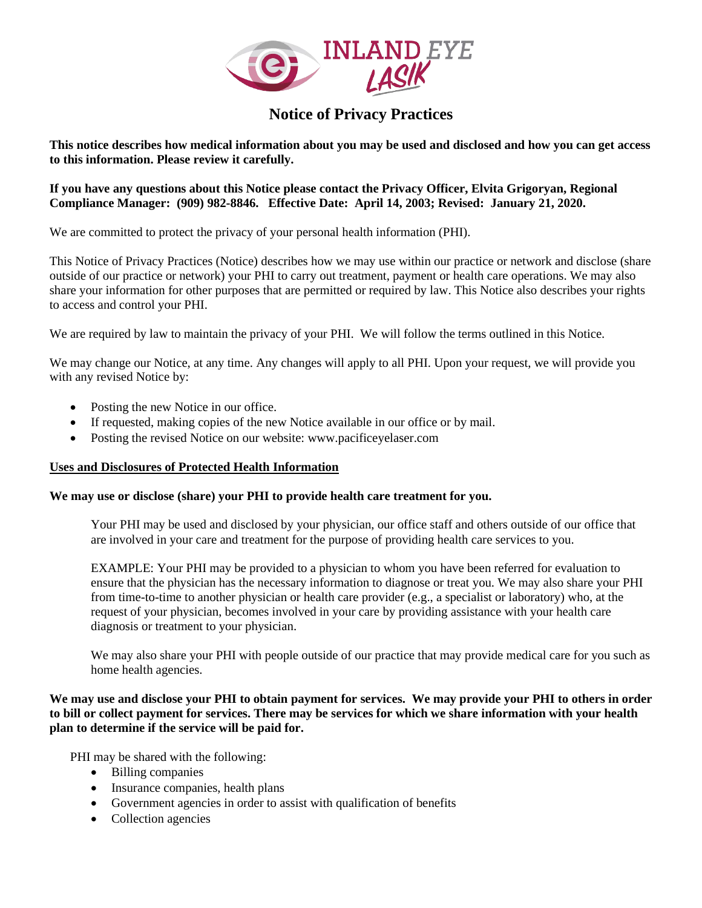# Notice of Privacy Practices

**This notice describes how medical information about you may be used and disclosed and how you can get access to this information. Please review it carefully.**

**If you have any questions about this Notice please contact the Privacy Officer, Elvita Grigoryan, Regional Compliance Manager: (909) 982-8846. Effective Date: April 14, 2003; Revised: January 21, 2020.**

We are committed to protect the privacy of your personal health information (PHI).

This Notice of Privacy Practices (Notice) describes how we may use within our practice or network and disclose (share outside of our practice or network) your PHI to carry out treatment, payment or health care operations. We may also share your information for other purposes that are permitted or required by law. This Notice also describes your rights to access and control your PHI.

We are required by law to maintain the privacy of your PHI. We will follow the terms outlined in this Notice.

We may change our Notice, at any time. Any changes will apply to all PHI. Upon your request, we will provide you with any revised Notice by:

- Posting the new Notice in our office.
- If requested, making copies of the new Notice available in our office or by mail.
- Posting the revised Notice on our website: www.pacificeyelaser.com

## Uses and Disclosures of Protected Health Information

**We may use or disclose (share) your PHI to provide health care treatment for you.**

Your PHI may be used and disclosed by your physician, our office staff and others outside of our office that are involved in your care and treatment for the purpose of providing health care services to you.

EXAMPLE: Your PHI may be provided to a physician to whom you have been referred for evaluation to ensure that the physician has the necessary information to diagnose or treat you. We may also share your PHI from time-to-time to another physician or health care provider (e.g., a specialist or laboratory) who, at the request of your physician, becomes involved in your care by providing assistance with your health care diagnosis or treatment to your physician.

We may also share your PHI with people outside of our practice that may provide medical care for you such as home health agencies.

**We may use and disclose your PHI to obtain payment for services. We may provide your PHI to others in order to bill or collect payment for services. There may be services for which we share information with your health plan to determine if the service will be paid for.**

PHI may be shared with the following:

- Billing companies
- Insurance companies, health plans
- Government agencies in order to assist with qualification of benefits
- Collection agencies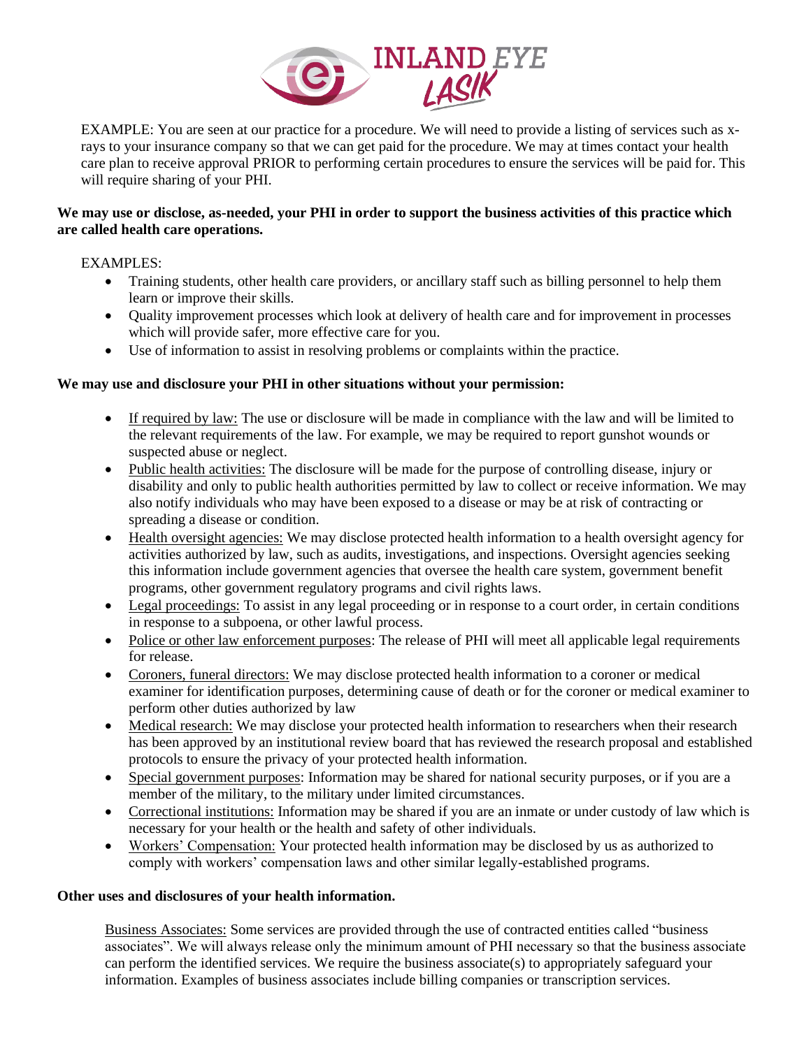EXAMPLE: You are seen at our practice for a procedure. We will need to provide a listing of services such as x-rays to your insurance company so that we can get paid for the procedure. We may at times contact your health care plan to receive approval PRIOR to performing certain procedures to ensure the services will be paid for. This will require sharing of your PHI.

**We may use or disclose, as-needed, your PHI in order to support the business activities of this practice which are called health care operations.**

EXAMPLES:

- Training students, other health care providers, or ancillary staff such as billing personnel to help them learn or improve their skills.
- Quality improvement processes which look at delivery of health care and for improvement in processes which will provide safer, more effective care for you.
- Use of information to assist in resolving problems or complaints within the practice.

**We may use and disclosure your PHI in other situations without your permission:**

- If required by law: The use or disclosure will be made in compliance with the law and will be limited to the relevant requirements of the law. For example, we may be required to report gunshot wounds or suspected abuse or neglect.
- Public health activities: The disclosure will be made for the purpose of controlling disease, injury or disability and only to public health authorities permitted by law to collect or receive information. We may also notify individuals who may have been exposed to a disease or may be at risk of contracting or spreading a disease or condition.
- Health oversight agencies: We may disclose protected health information to a health oversight agency for activities authorized by law, such as audits, investigations, and inspections. Oversight agencies seeking this information include government agencies that oversee the health care system, government benefit programs, other government regulatory programs and civil rights laws.
- Legal proceedings: To assist in any legal proceeding or in response to a court order, in certain conditions in response to a subpoena, or other lawful process.
- Police or other law enforcement purposes: The release of PHI will meet all applicable legal requirements for release.
- Coroners, funeral directors: We may disclose protected health information to a coroner or medical examiner for identification purposes, determining cause of death or for the coroner or medical examiner to perform other duties authorized by law
- Medical research: We may disclose your protected health information to researchers when their research has been approved by an institutional review board that has reviewed the research proposal and established protocols to ensure the privacy of your protected health information.
- Special government purposes: Information may be shared for national security purposes, or if you are a member of the military, to the military under limited circumstances.
- Correctional institutions: Information may be shared if you are an inmate or under custody of law which is necessary for your health or the health and safety of other individuals.
- Workers' Compensation: Your protected health information may be disclosed by us as authorized to comply with workers' compensation laws and other similar legally-established programs.

**Other uses and disclosures of your health information.**

Business Associates: Some services are provided through the use of contracted entities called "business associates". We will always release only the minimum amount of PHI necessary so that the business associate can perform the identified services. We require the business associate(s) to appropriately safeguard your information. Examples of business associates include billing companies or transcription services.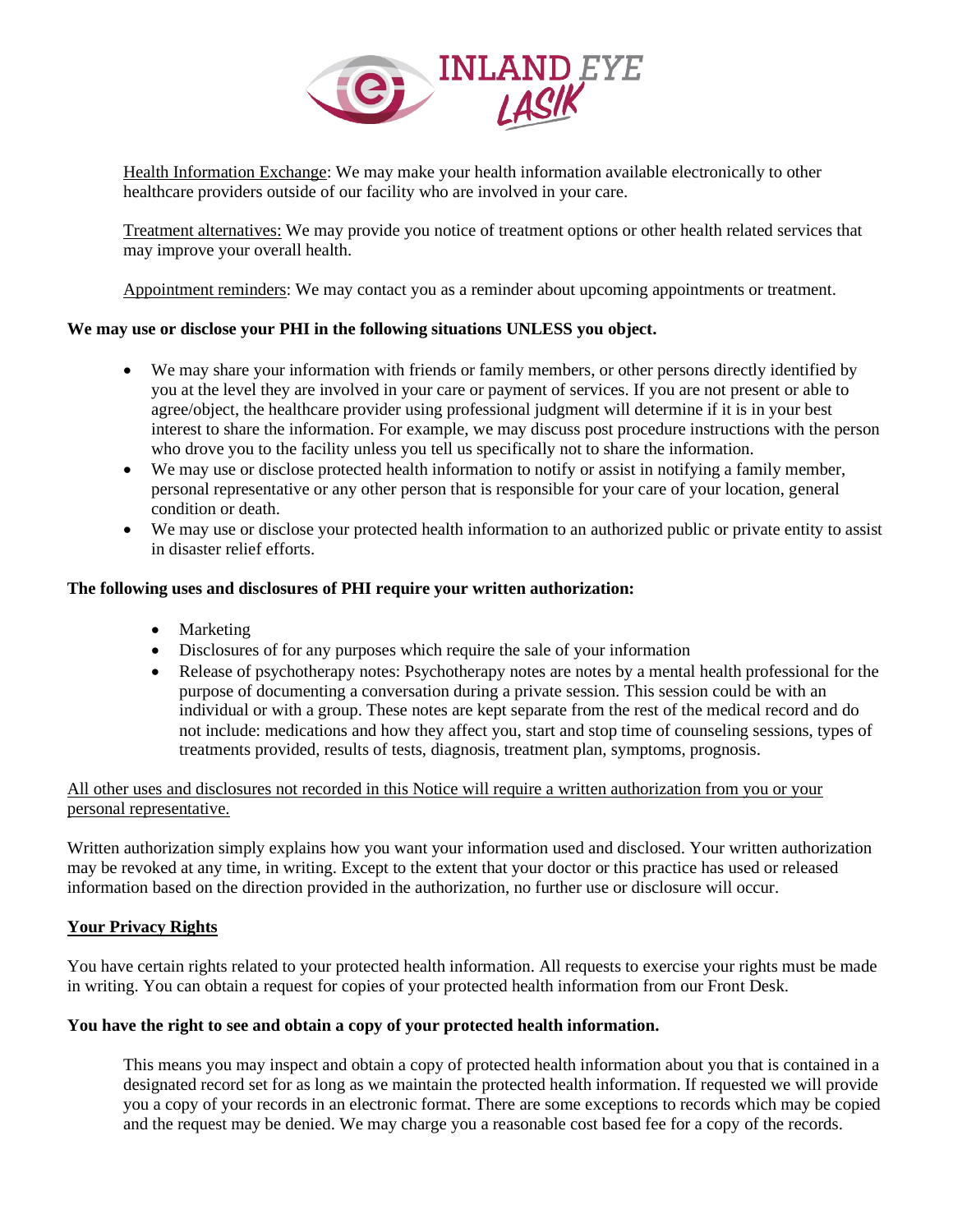Health Information Exchange: We may make your health information available electronically to other healthcare providers outside of our facility who are involved in your care.

Treatment alternatives: We may provide you notice of treatment options or other health related services that may improve your overall health.

Appointment reminders: We may contact you as a reminder about upcoming appointments or treatment.

**We may use or disclose your PHI in the following situations UNLESS you object.**

- We may share your information with friends or family members, or other persons directly identified by you at the level they are involved in your care or payment of services. If you are not present or able to agree/object, the healthcare provider using professional judgment will determine if it is in your best interest to share the information. For example, we may discuss post procedure instructions with the person who drove you to the facility unless you tell us specifically not to share the information.
- We may use or disclose protected health information to notify or assist in notifying a family member, personal representative or any other person that is responsible for your care of your location, general condition or death.
- We may use or disclose your protected health information to an authorized public or private entity to assist in disaster relief efforts.

**The following uses and disclosures of PHI require your written authorization:**

- Marketing
- Disclosures of for any purposes which require the sale of your information
- Release of psychotherapy notes: Psychotherapy notes are notes by a mental health professional for the purpose of documenting a conversation during a private session. This session could be with an individual or with a group. These notes are kept separate from the rest of the medical record and do not include: medications and how they affect you, start and stop time of counseling sessions, types of treatments provided, results of tests, diagnosis, treatment plan, symptoms, prognosis.

All other uses and disclosures not recorded in this Notice will require a written authorization from you or your personal representative.

Written authorization simply explains how you want your information used and disclosed. Your written authorization may be revoked at any time, in writing. Except to the extent that your doctor or this practice has used or released information based on the direction provided in the authorization, no further use or disclosure will occur.

## Your Privacy Rights

You have certain rights related to your protected health information. All requests to exercise your rights must be made in writing. You can obtain a request for copies of your protected health information from our Front Desk.

**You have the right to see and obtain a copy of your protected health information.**

This means you may inspect and obtain a copy of protected health information about you that is contained in a designated record set for as long as we maintain the protected health information. If requested we will provide you a copy of your records in an electronic format. There are some exceptions to records which may be copied and the request may be denied. We may charge you a reasonable cost based fee for a copy of the records.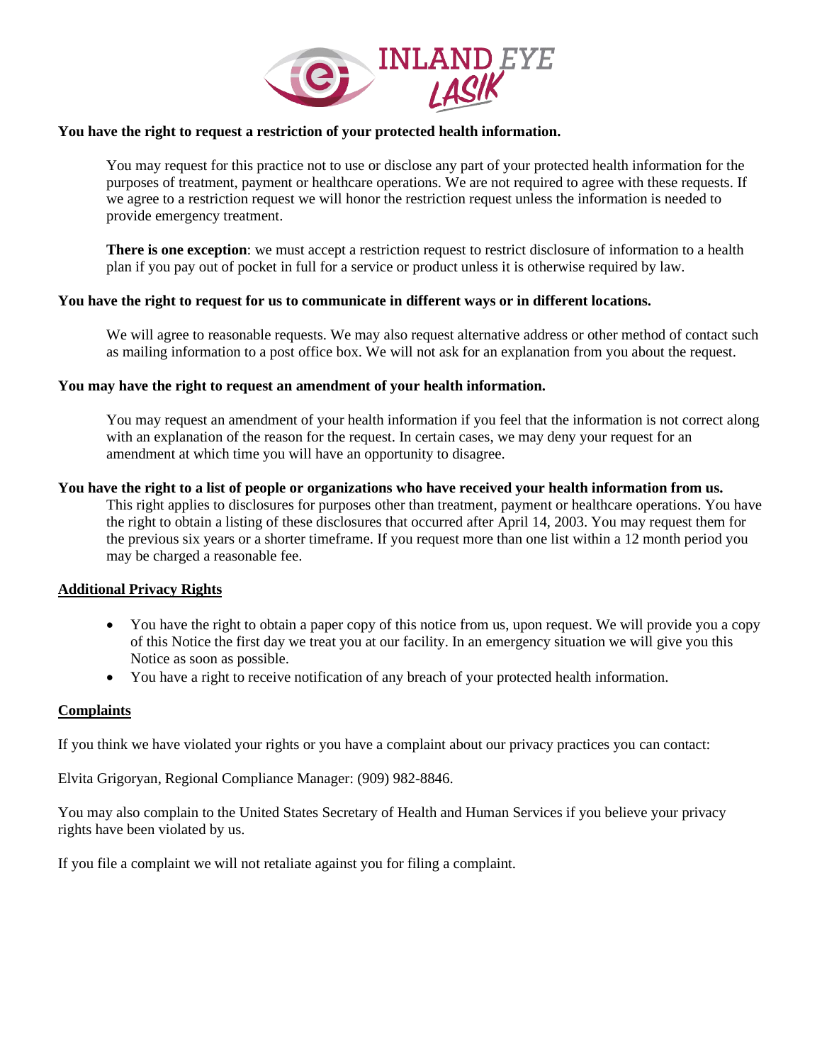INLAND EYE LASIK

**You have the right to request a restriction of your protected health information.**

You may request for this practice not to use or disclose any part of your protected health information for the purposes of treatment, payment or healthcare operations. We are not required to agree with these requests. If we agree to a restriction request we will honor the restriction request unless the information is needed to provide emergency treatment.

**There is one exception**: we must accept a restriction request to restrict disclosure of information to a health plan if you pay out of pocket in full for a service or product unless it is otherwise required by law.

**You have the right to request for us to communicate in different ways or in different locations.**

We will agree to reasonable requests. We may also request alternative address or other method of contact such as mailing information to a post office box. We will not ask for an explanation from you about the request.

**You may have the right to request an amendment of your health information.**

You may request an amendment of your health information if you feel that the information is not correct along with an explanation of the reason for the request. In certain cases, we may deny your request for an amendment at which time you will have an opportunity to disagree.

**You have the right to a list of people or organizations who have received your health information from us.**

This right applies to disclosures for purposes other than treatment, payment or healthcare operations. You have the right to obtain a listing of these disclosures that occurred after April 14, 2003. You may request them for the previous six years or a shorter timeframe. If you request more than one list within a 12 month period you may be charged a reasonable fee.

**Additional Privacy Rights**

- You have the right to obtain a paper copy of this notice from us, upon request. We will provide you a copy of this Notice the first day we treat you at our facility. In an emergency situation we will give you this Notice as soon as possible.
- You have a right to receive notification of any breach of your protected health information.

**Complaints**

If you think we have violated your rights or you have a complaint about our privacy practices you can contact:

Elvita Grigoryan, Regional Compliance Manager: (909) 982-8846.

You may also complain to the United States Secretary of Health and Human Services if you believe your privacy rights have been violated by us.

If you file a complaint we will not retaliate against you for filing a complaint.